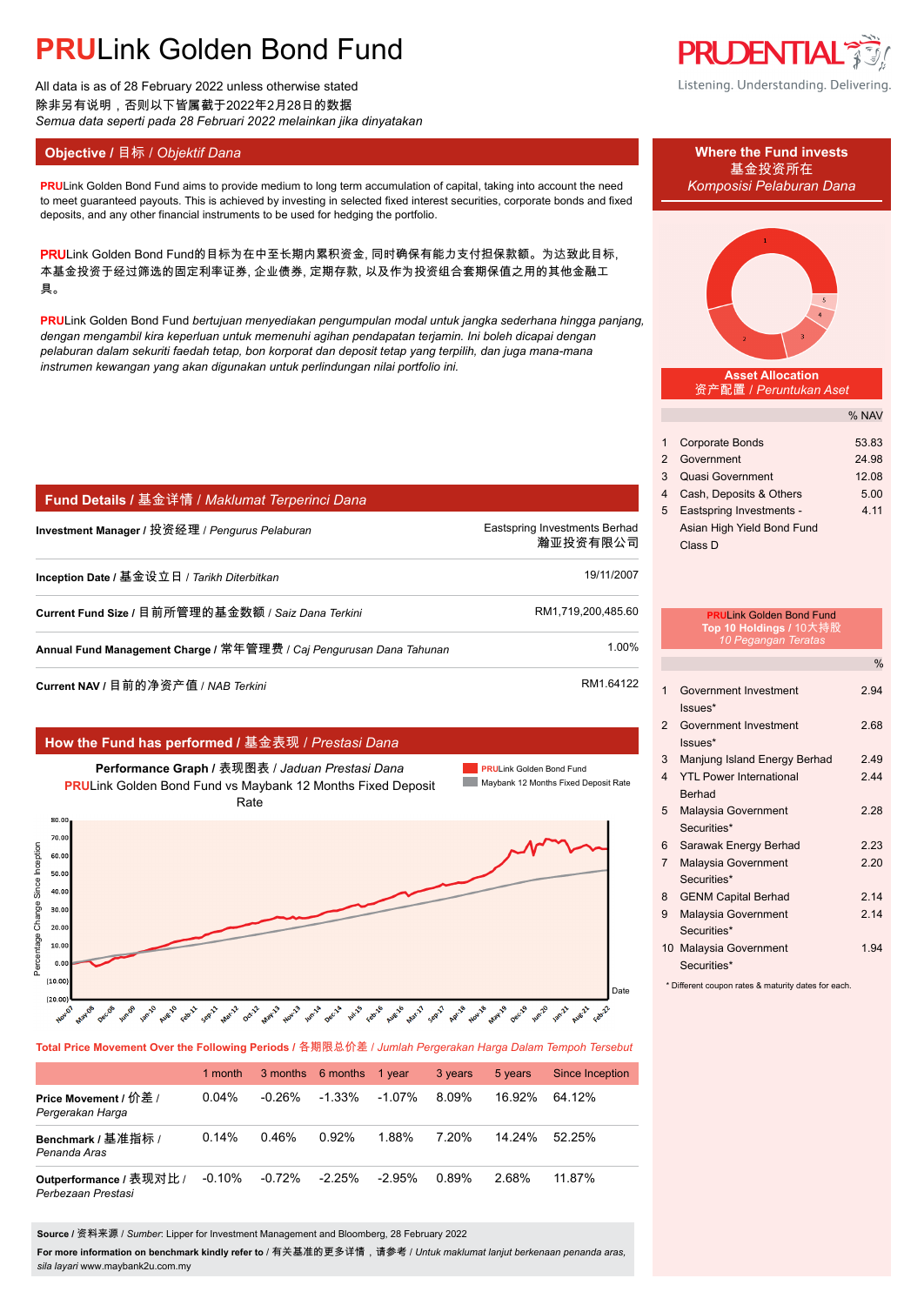# PRULink Golden Bond Fund

All data is as of 28 February 2022 unless otherwise stated
除非另有说明，否则以下皆属截于2022年2月28日的数据
*Semua data seperti pada 28 Februari 2022 melainkan jika dinyatakan*

## Objective / 目标 / *Objektif Dana*

PRULink Golden Bond Fund aims to provide medium to long term accumulation of capital, taking into account the need to meet guaranteed payouts. This is achieved by investing in selected fixed interest securities, corporate bonds and fixed deposits, and any other financial instruments to be used for hedging the portfolio.

PRULink Golden Bond Fund的目标为在中至长期内累积资金, 同时确保有能力支付担保款额。为达致此目标, 本基金投资于经过筛选的固定利率证券, 企业债券, 定期存款, 以及作为投资组合套期保值之用的其他金融工具。

PRULink Golden Bond Fund *bertujuan menyediakan pengumpulan modal untuk jangka sederhana hingga panjang, dengan mengambil kira keperluan untuk memenuhi agihan pendapatan terjamin. Ini boleh dicapai dengan pelaburan dalam sekuriti faedah tetap, bon korporat dan deposit tetap yang terpilih, dan juga mana-mana instrumen kewangan yang akan digunakan untuk perlindungan nilai portfolio ini.*

## Fund Details / 基金详情 / *Maklumat Terperinci Dana*

| | |
|---|---|
| **Investment Manager** / 投资经理 / *Pengurus Pelaburan* | Eastspring Investments Berhad 瀚亚投资有限公司 |
| **Inception Date** / 基金设立日 / *Tarikh Diterbitkan* | 19/11/2007 |
| **Current Fund Size** / 目前所管理的基金数额 / *Saiz Dana Terkini* | RM1,719,200,485.60 |
| **Annual Fund Management Charge** / 常年管理费 / *Caj Pengurusan Dana Tahunan* | 1.00% |
| **Current NAV** / 目前的净资产值 / *NAB Terkini* | RM1.64122 |

## How the Fund has performed / 基金表现 / *Prestasi Dana*

**Performance Graph** / 表现图表 / *Jaduan Prestasi Dana*
PRULink Golden Bond Fund vs Maybank 12 Months Fixed Deposit Rate

## Where the Fund invests / 基金投资所在 / *Komposisi Pelaburan Dana*

**Asset Allocation** / 资产配置 / *Peruntukan Aset*

| | | % NAV |
|---|---|---|
| 1 | Corporate Bonds | 53.83 |
| 2 | Government | 24.98 |
| 3 | Quasi Government | 12.08 |
| 4 | Cash, Deposits & Others | 5.00 |
| 5 | Eastspring Investments - Asian High Yield Bond Fund Class D | 4.11 |

**PRULink Golden Bond Fund Top 10 Holdings** / 10大持股 / *10 Pegangan Teratas*

| | | % |
|---|---|---|
| 1 | Government Investment Issues* | 2.94 |
| 2 | Government Investment Issues* | 2.68 |
| 3 | Manjung Island Energy Berhad | 2.49 |
| 4 | YTL Power International Berhad | 2.44 |
| 5 | Malaysia Government Securities* | 2.28 |
| 6 | Sarawak Energy Berhad | 2.23 |
| 7 | Malaysia Government Securities* | 2.20 |
| 8 | GENM Capital Berhad | 2.14 |
| 9 | Malaysia Government Securities* | 2.14 |
| 10 | Malaysia Government Securities* | 1.94 |

* Different coupon rates & maturity dates for each.

**Total Price Movement Over the Following Periods** / 各期限总价差 / *Jumlah Pergerakan Harga Dalam Tempoh Tersebut*

| | 1 month | 3 months | 6 months | 1 year | 3 years | 5 years | Since Inception |
|---|---|---|---|---|---|---|---|
| **Price Movement** / 价差 / *Pergerakan Harga* | 0.04% | -0.26% | -1.33% | -1.07% | 8.09% | 16.92% | 64.12% |
| **Benchmark** / 基准指标 / *Penanda Aras* | 0.14% | 0.46% | 0.92% | 1.88% | 7.20% | 14.24% | 52.25% |
| **Outperformance** / 表现对比 / *Perbezaan Prestasi* | -0.10% | -0.72% | -2.25% | -2.95% | 0.89% | 2.68% | 11.87% |

**Source** / 资料来源 / *Sumber*: Lipper for Investment Management and Bloomberg, 28 February 2022

**For more information on benchmark kindly refer to** / 有关基准的更多详情，请参考 / *Untuk maklumat lanjut berkenaan penanda aras, sila layari* www.maybank2u.com.my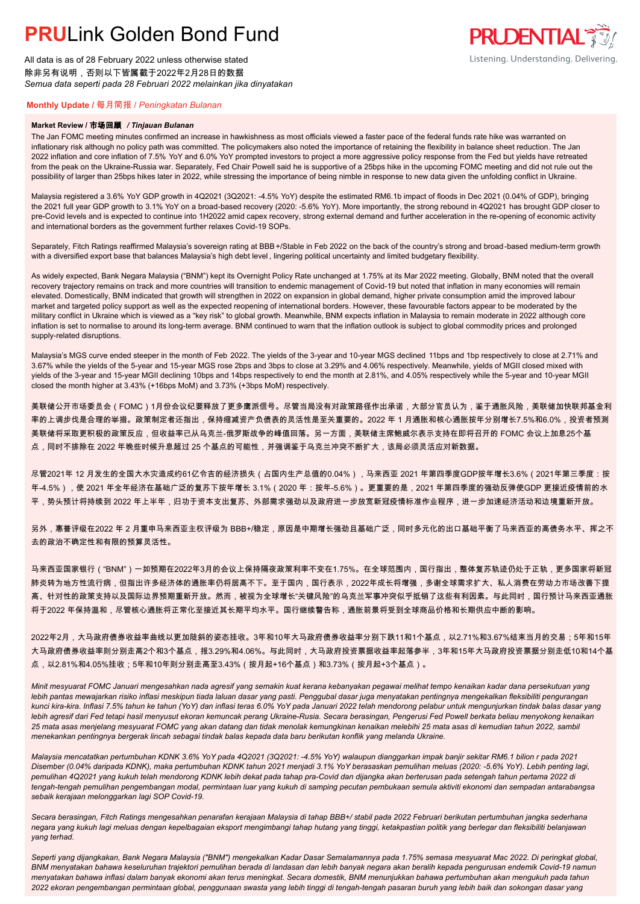# **PRU**Link Golden Bond Fund

All data is as of 28 February 2022 unless otherwise stated
除非另有说明，否则以下皆属截于2022年2月28日的数据
*Semua data seperti pada 28 Februari 2022 melainkan jika dinyatakan*

### **Monthly Update** / 每月简报 / *Peningkatan Bulanan*

**Market Review / 市场回顾** ***/ Tinjauan Bulanan***

The Jan FOMC meeting minutes confirmed an increase in hawkishness as most officials viewed a faster pace of the federal funds rate hike was warranted on inflationary risk although no policy path was committed. The policymakers also noted the importance of retaining the flexibility in balance sheet reduction. The Jan 2022 inflation and core inflation of 7.5% YoY and 6.0% YoY prompted investors to project a more aggressive policy response from the Fed but yields have retreated from the peak on the Ukraine-Russia war. Separately, Fed Chair Powell said he is supportive of a 25bps hike in the upcoming FOMC meeting and did not rule out the possibility of larger than 25bps hikes later in 2022, while stressing the importance of being nimble in response to new data given the unfolding conflict in Ukraine.

Malaysia registered a 3.6% YoY GDP growth in 4Q2021 (3Q2021: -4.5% YoY) despite the estimated RM6.1b impact of floods in Dec 2021 (0.04% of GDP), bringing the 2021 full year GDP growth to 3.1% YoY on a broad-based recovery (2020: -5.6% YoY). More importantly, the strong rebound in 4Q2021 has brought GDP closer to pre-Covid levels and is expected to continue into 1H2022 amid capex recovery, strong external demand and further acceleration in the re-opening of economic activity and international borders as the government further relaxes Covid-19 SOPs.

Separately, Fitch Ratings reaffirmed Malaysia's sovereign rating at BBB+/Stable in Feb 2022 on the back of the country's strong and broad-based medium-term growth with a diversified export base that balances Malaysia's high debt level, lingering political uncertainty and limited budgetary flexibility.

As widely expected, Bank Negara Malaysia ("BNM") kept its Overnight Policy Rate unchanged at 1.75% at its Mar 2022 meeting. Globally, BNM noted that the overall recovery trajectory remains on track and more countries will transition to endemic management of Covid-19 but noted that inflation in many economies will remain elevated. Domestically, BNM indicated that growth will strengthen in 2022 on expansion in global demand, higher private consumption amid the improved labour market and targeted policy support as well as the expected reopening of international borders. However, these favourable factors appear to be moderated by the military conflict in Ukraine which is viewed as a "key risk" to global growth. Meanwhile, BNM expects inflation in Malaysia to remain moderate in 2022 although core inflation is set to normalise to around its long-term average. BNM continued to warn that the inflation outlook is subject to global commodity prices and prolonged supply-related disruptions.

Malaysia's MGS curve ended steeper in the month of Feb 2022. The yields of the 3-year and 10-year MGS declined 11bps and 1bp respectively to close at 2.71% and 3.67% while the yields of the 5-year and 15-year MGS rose 2bps and 3bps to close at 3.29% and 4.06% respectively. Meanwhile, yields of MGII closed mixed with yields of the 3-year and 15-year MGII declining 10bps and 14bps respectively to end the month at 2.81%, and 4.05% respectively while the 5-year and 10-year MGII closed the month higher at 3.43% (+16bps MoM) and 3.73% (+3bps MoM) respectively.

美联储公开市场委员会（FOMC）1月份会议纪要释放了更多鹰派信号。尽管当局没有对政策路径作出承诺，大部分官员认为，鉴于通胀风险，美联储加快联邦基金利率的上调步伐是合理的举措。政策制定者还指出，保持缩减资产负债表的灵活性是至关重要的。2022 年 1 月通胀和核心通胀按年分别增长7.5%和6.0%，投资者预测美联储将采取更积极的政策反应，但收益率已从乌克兰-俄罗斯战争的峰值回落。另一方面，美联储主席鲍威尔表示支持在即将召开的 FOMC 会议上加息25个基点，同时不排除在 2022 年晚些时候升息超过 25 个基点的可能性，并强调鉴于乌克兰冲突不断扩大，该局必须灵活应对新数据。

尽管2021年 12 月发生的全国大水灾造成约61亿令吉的经济损失（占国内生产总值的0.04%），马来西亚 2021 年第四季度GDP按年增长3.6%（2021年第三季度：按年-4.5%），使 2021 年全年经济在基础广泛的复苏下按年增长 3.1%（2020 年：按年-5.6%）。更重要的是，2021 年第四季度的强劲反弹使GDP 更接近疫情前的水平，势头预计将持续到 2022 年上半年，归功于资本支出复苏、外部需求强劲以及政府进一步放宽新冠疫情标准作业程序，进一步加速经济活动和边境重新开放。

另外，惠誉评级在2022 年 2 月重申马来西亚主权评级为 BBB+/稳定，原因是中期增长强劲且基础广泛，同时多元化的出口基础平衡了马来西亚的高债务水平、挥之不去的政治不确定性和有限的预算灵活性。

马来西亚国家银行（"BNM"）一如预期在2022年3月的会议上保持隔夜政策利率不变在1.75%。在全球范围内，国行指出，整体复苏轨迹仍处于正轨，更多国家将新冠肺炎转为地方性流行病，但指出许多经济体的通胀率仍将居高不下。至于国内，国行表示，2022年成长将增强，多谢全球需求扩大、私人消费在劳动力市场改善下提高、针对性的政策支持以及国际边界预期重新开放。然而，被视为全球增长"关键风险"的乌克兰军事冲突似乎抵销了这些有利因素。与此同时，国行预计马来西亚通胀将于2022 年保持温和，尽管核心通胀将正常化至接近其长期平均水平。国行继续警告称，通胀前景将受到全球商品价格和长期供应中断的影响。

2022年2月，大马政府债券收益率曲线以更加陡斜的姿态挂收。3年和10年大马政府债券收益率分别下跌11和1个基点，以2.71%和3.67%结束当月的交易；5年和15年大马政府债券收益率则分别走高2个和3个基点，报3.29%和4.06%。与此同时，大马政府投资票据收益率起落参半，3年和15年大马政府投资票据分别走低10和14个基点，以2.81%和4.05%挂收；5年和10年则分别走高至3.43%（按月起+16个基点）和3.73%（按月起+3个基点）。

*Minit mesyuarat FOMC Januari mengesahkan nada agresif yang semakin kuat kerana kebanyakan pegawai melihat tempo kenaikan kadar dana persekutuan yang lebih pantas mewajarkan risiko inflasi meskipun tiada laluan dasar yang pasti. Penggubal dasar juga menyatakan pentingnya mengekalkan fleksibiliti pengurangan kunci kira-kira. Inflasi 7.5% tahun ke tahun (YoY) dan inflasi teras 6.0% YoY pada Januari 2022 telah mendorong pelabur untuk mengunjurkan tindak balas dasar yang lebih agresif dari Fed tetapi hasil menyusut ekoran kemuncak perang Ukraine-Rusia. Secara berasingan, Pengerusi Fed Powell berkata beliau menyokong kenaikan 25 mata asas menjelang mesyuarat FOMC yang akan datang dan tidak menolak kemungkinan kenaikan melebihi 25 mata asas di kemudian tahun 2022, sambil menekankan pentingnya bergerak lincah sebagai tindak balas kepada data baru berikutan konflik yang melanda Ukraine.*

*Malaysia mencatatkan pertumbuhan KDNK 3.6% YoY pada 4Q2021 (3Q2021: -4.5% YoY) walaupun dianggarkan impak banjir sekitar RM6.1 bilion r pada 2021 Disember (0.04% daripada KDNK), maka pertumbuhan KDNK tahun 2021 menjadi 3.1% YoY berasaskan pemulihan meluas (2020: -5.6% YoY). Lebih penting lagi, pemulihan 4Q2021 yang kukuh telah mendorong KDNK lebih dekat pada tahap pra-Covid dan dijangka akan berterusan pada setengah tahun pertama 2022 di tengah-tengah pemulihan pengembangan modal, permintaan luar yang kukuh di samping pecutan pembukaan semula aktiviti ekonomi dan sempadan antarabangsa sebaik kerajaan melonggarkan lagi SOP Covid-19.*

*Secara berasingan, Fitch Ratings mengesahkan penarafan kerajaan Malaysia di tahap BBB+/ stabil pada 2022 Februari berikutan pertumbuhan jangka sederhana negara yang kukuh lagi meluas dengan kepelbagaian eksport mengimbangi tahap hutang yang tinggi, ketakpastian politik yang berlegar dan fleksibiliti belanjawan yang terhad.*

*Seperti yang dijangkakan, Bank Negara Malaysia ("BNM") mengekalkan Kadar Dasar Semalamannya pada 1.75% semasa mesyuarat Mac 2022. Di peringkat global, BNM menyatakan bahawa keseluruhan trajektori pemulihan berada di landasan dan lebih banyak negara akan beralih kepada pengurusan endemik Covid-19 namun menyatakan bahawa inflasi dalam banyak ekonomi akan terus meningkat. Secara domestik, BNM menunjukkan bahawa pertumbuhan akan mengukuh pada tahun 2022 ekoran pengembangan permintaan global, penggunaan swasta yang lebih tinggi di tengah-tengah pasaran buruh yang lebih baik dan sokongan dasar yang*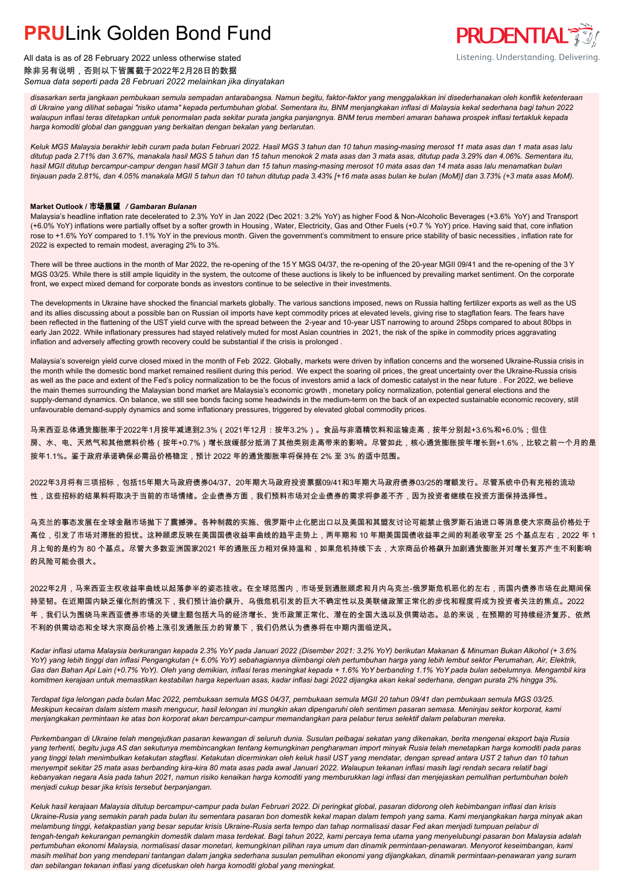*disasarkan serta jangkaan pembukaan semula sempadan antarabangsa. Namun begitu, faktor-faktor yang menggalakkan ini disederhanakan oleh konflik ketenteraan di Ukraine yang dilihat sebagai "risiko utama" kepada pertumbuhan global. Sementara itu, BNM menjangkakan inflasi di Malaysia kekal sederhana bagi tahun 2022 walaupun inflasi teras ditetapkan untuk penormalan pada sekitar purata jangka panjangnya. BNM terus memberi amaran bahawa prospek inflasi tertakluk kepada harga komoditi global dan gangguan yang berkaitan dengan bekalan yang berlarutan.*

*Keluk MGS Malaysia berakhir lebih curam pada bulan Februari 2022. Hasil MGS 3 tahun dan 10 tahun masing-masing merosot 11 mata asas dan 1 mata asas lalu ditutup pada 2.71% dan 3.67%, manakala hasil MGS 5 tahun dan 15 tahun menokok 2 mata asas dan 3 mata asas, ditutup pada 3.29% dan 4.06%. Sementara itu, hasil MGII ditutup bercampur-campur dengan hasil MGII 3 tahun dan 15 tahun masing-masing merosot 10 mata asas dan 14 mata asas lalu menamatkan bulan tinjauan pada 2.81%, dan 4.05% manakala MGII 5 tahun dan 10 tahun ditutup pada 3.43% [+16 mata asas bulan ke bulan (MoM)] dan 3.73% (+3 mata asas MoM).*

**Market Outlook / 市场展望** */ Gambaran Bulanan*

Malaysia's headline inflation rate decelerated to 2.3% YoY in Jan 2022 (Dec 2021: 3.2% YoY) as higher Food & Non-Alcoholic Beverages (+3.6% YoY) and Transport (+6.0% YoY) inflations were partially offset by a softer growth in Housing, Water, Electricity, Gas and Other Fuels (+0.7 % YoY) price. Having said that, core inflation rose to +1.6% YoY compared to 1.1% YoY in the previous month. Given the government's commitment to ensure price stability of basic necessities, inflation rate for 2022 is expected to remain modest, averaging 2% to 3%.

There will be three auctions in the month of Mar 2022, the re-opening of the 15 Y MGS 04/37, the re-opening of the 20-year MGII 09/41 and the re-opening of the 3 Y MGS 03/25. While there is still ample liquidity in the system, the outcome of these auctions is likely to be influenced by prevailing market sentiment. On the corporate front, we expect mixed demand for corporate bonds as investors continue to be selective in their investments.

The developments in Ukraine have shocked the financial markets globally. The various sanctions imposed, news on Russia halting fertilizer exports as well as the US and its allies discussing about a possible ban on Russian oil imports have kept commodity prices at elevated levels, giving rise to stagflation fears. The fears have been reflected in the flattening of the UST yield curve with the spread between the 2-year and 10-year UST narrowing to around 25bps compared to about 80bps in early Jan 2022. While inflationary pressures had stayed relatively muted for most Asian countries in 2021, the risk of the spike in commodity prices aggravating inflation and adversely affecting growth recovery could be substantial if the crisis is prolonged.

Malaysia's sovereign yield curve closed mixed in the month of Feb 2022. Globally, markets were driven by inflation concerns and the worsened Ukraine-Russia crisis in the month while the domestic bond market remained resilient during this period. We expect the soaring oil prices, the great uncertainty over the Ukraine-Russia crisis as well as the pace and extent of the Fed's policy normalization to be the focus of investors amid a lack of domestic catalyst in the near future. For 2022, we believe the main themes surrounding the Malaysian bond market are Malaysia's economic growth, monetary policy normalization, potential general elections and the supply-demand dynamics. On balance, we still see bonds facing some headwinds in the medium-term on the back of an expected sustainable economic recovery, still unfavourable demand-supply dynamics and some inflationary pressures, triggered by elevated global commodity prices.

马来西亚总体通货膨胀率于2022年1月按年减速到2.3%（2021年12月：按年3.2%）。食品与非酒精饮料和运输走高，按年分别起+3.6%和+6.0%；但住房、水、电、天然气和其他燃料价格（按年+0.7%）增长放缓部分抵消了其他类别走高带来的影响。尽管如此，核心通货膨胀按年增长到+1.6%，比较之前一个月的是按年1.1%。鉴于政府承诺确保必需品价格稳定，预计 2022 年的通货膨胀率将保持在 2% 至 3% 的适中范围。

2022年3月将有三项招标，包括15年期大马政府债券04/37、20年期大马政府投资票据09/41和3年期大马政府债券03/25的增额发行。尽管系统中仍有充裕的流动性，这些招标的结果料将取决于当前的市场情绪。企业债券方面，我们预料市场对企业债券的需求将参差不齐，因为投资者继续在投资方面保持选择性。

乌克兰的事态发展在全球金融市场抛下了震撼弹。各种制裁的实施、俄罗斯中止化肥出口以及美国和其盟友讨论可能禁止俄罗斯石油进口等消息使大宗商品价格处于高位，引发了市场对滞胀的担忧。这种顾虑反映在美国国债收益率曲线的趋平走势上，两年期和 10 年期美国国债收益率之间的利差收窄至 25 个基点左右，2022 年 1 月上旬的是约为 80 个基点。尽管大多数亚洲国家2021 年的通胀压力相对保持温和，如果危机持续下去，大宗商品价格飙升加剧通货膨胀并对增长复苏产生不利影响的风险可能会很大。

2022年2月，马来西亚主权收益率曲线以起落参半的姿态挂收。在全球范围内，市场受到通胀顾虑和月内乌克兰-俄罗斯危机恶化的左右，而国内债券市场在此期间保持坚韧。在近期国内缺乏催化剂的情况下，我们预计油价飙升、乌俄危机引发的巨大不确定性以及美联储政策正常化的步伐和程度将成为投资者关注的焦点。2022 年，我们认为围绕马来西亚债券市场的关键主题包括大马的经济增长、货币政策正常化、潜在的全国大选以及供需动态。总的来说，在预期的可持续经济复苏、依然不利的供需动态和全球大宗商品价格上涨引发通胀压力的背景下，我们仍然认为债券将在中期内面临逆风。

*Kadar inflasi utama Malaysia berkurangan kepada 2.3% YoY pada Januari 2022 (Disember 2021: 3.2% YoY) berikutan Makanan & Minuman Bukan Alkohol (+ 3.6% YoY) yang lebih tinggi dan inflasi Pengangkutan (+ 6.0% YoY) sebahagiannya diimbangi oleh pertumbuhan harga yang lebih lembut sektor Perumahan, Air, Elektrik, Gas dan Bahan Api Lain (+0.7% YoY). Oleh yang demikian, inflasi teras meningkat kepada + 1.6% YoY berbanding 1.1% YoY pada bulan sebelumnya. Mengambil kira komitmen kerajaan untuk memastikan kestabilan harga keperluan asas, kadar inflasi bagi 2022 dijangka akan kekal sederhana, dengan purata 2% hingga 3%.*

*Terdapat tiga lelongan pada bulan Mac 2022, pembukaan semula MGS 04/37, pembukaan semula MGII 20 tahun 09/41 dan pembukaan semula MGS 03/25. Meskipun kecairan dalam sistem masih mencurah, hasil lelongan ini mungkin akan dipengaruhi oleh sentimen pasaran semasa. Meninjau sektor korporat, kami menjangkakan permintaan ke atas bon korporat akan bercampur-campur memandangkan para pelabur terus selektif dalam pelaburan mereka.*

*Perkembangan di Ukraine telah mengejutkan pasaran kewangan di seluruh dunia. Susulan pelbagai sekatan yang dikenakan, berita mengenai eksport baja Rusia yang terhenti, begitu juga AS dan sekutunya membincangkan tentang kemungkinan pengharaman import minyak Rusia telah menetapkan harga komoditi pada paras yang tinggi telah menimbulkan ketakutan stagflasi. Ketakutan dicerminkan oleh keluk hasil UST yang mendatar, dengan spread antara UST 2 tahun dan 10 tahun menyempit sekitar 25 mata asas berbanding kira-kira 80 mata asas pada awal Januari 2022. Walaupun tekanan inflasi masih lagi rendah secara relatif bagi kebanyakan negara Asia pada tahun 2021, namun risiko kenaikan harga komoditi yang memburukkan lagi inflasi dan menjejaskan pemulihan pertumbuhan boleh menjadi cukup besar jika krisis tersebut berpanjangan.*

*Keluk hasil kerajaan Malaysia ditutup bercampur-campur pada bulan Februari 2022. Di peringkat global, pasaran didorong oleh kebimbangan inflasi dan krisis Ukraine-Rusia yang semakin parah pada bulan itu sementara pasaran bon domestik kekal mapan dalam tempoh yang sama. Kami menjangkakan harga minyak akan melambung tinggi, ketakpastian yang besar seputar krisis Ukraine-Rusia serta tempo dan tahap normalisasi dasar Fed akan menjadi tumpuan pelabur di tengah-tengah kekurangan pemangkin domestik dalam masa terdekat. Bagi tahun 2022, kami percaya tema utama yang menyelubungi pasaran bon Malaysia adalah pertumbuhan ekonomi Malaysia, normalisasi dasar monetari, kemungkinan pilihan raya umum dan dinamik permintaan-penawaran. Menyorot keseimbangan, kami masih melihat bon yang mendepani tantangan dalam jangka sederhana susulan pemulihan ekonomi yang dijangkakan, dinamik permintaan-penawaran yang suram dan sebilangan tekanan inflasi yang dicetuskan oleh harga komoditi global yang meningkat.*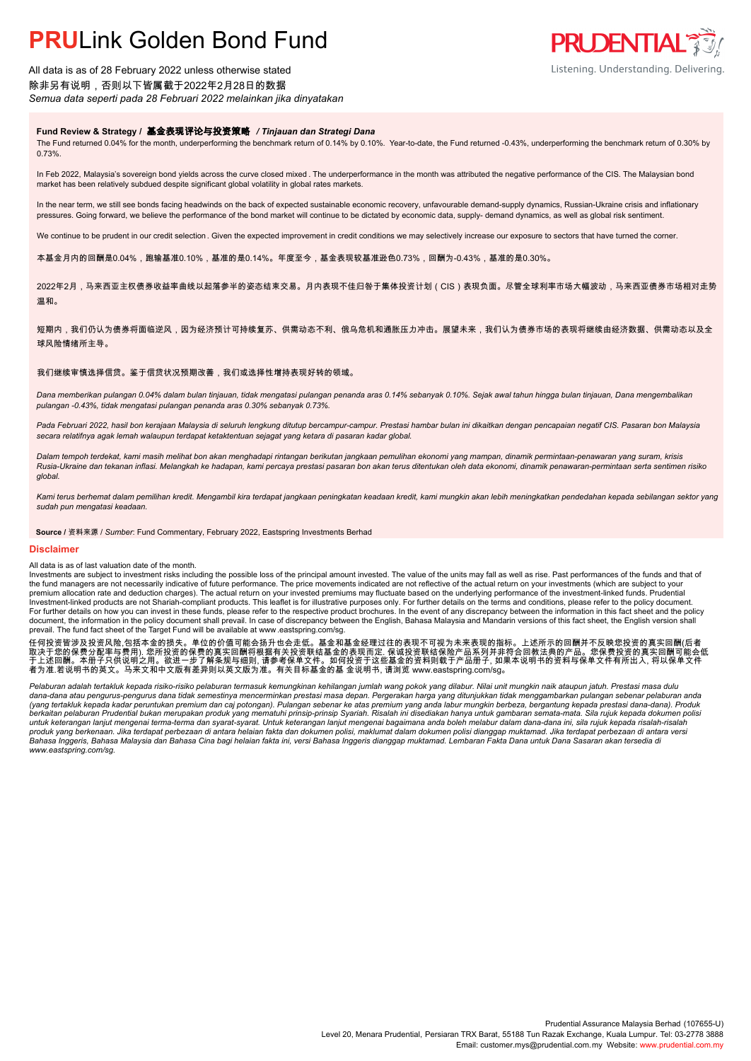# PRULink Golden Bond Fund

All data is as of 28 February 2022 unless otherwise stated
除非另有说明，否则以下皆属截于2022年2月28日的数据
*Semua data seperti pada 28 Februari 2022 melainkan jika dinyatakan*

**Fund Review & Strategy / 基金表现评论与投资策略 / *Tinjauan dan Strategi Dana***

The Fund returned 0.04% for the month, underperforming the benchmark return of 0.14% by 0.10%. Year-to-date, the Fund returned -0.43%, underperforming the benchmark return of 0.30% by 0.73%.

In Feb 2022, Malaysia's sovereign bond yields across the curve closed mixed . The underperformance in the month was attributed the negative performance of the CIS. The Malaysian bond market has been relatively subdued despite significant global volatility in global rates markets.

In the near term, we still see bonds facing headwinds on the back of expected sustainable economic recovery, unfavourable demand-supply dynamics, Russian-Ukraine crisis and inflationary pressures. Going forward, we believe the performance of the bond market will continue to be dictated by economic data, supply- demand dynamics, as well as global risk sentiment.

We continue to be prudent in our credit selection . Given the expected improvement in credit conditions we may selectively increase our exposure to sectors that have turned the corner.

本基金月内的回酬是0.04%，跑输基准0.10%，基准的是0.14%。年度至今，基金表现较基准逊色0.73%，回酬为-0.43%，基准的是0.30%。

2022年2月，马来西亚主权债券收益率曲线以起落参半的姿态结束交易。月内表现不佳归咎于集体投资计划（CIS）表现负面。尽管全球利率市场大幅波动，马来西亚债券市场相对走势温和。

短期内，我们仍认为债券将面临逆风，因为经济预计可持续复苏、供需动态不利、俄乌危机和通胀压力冲击。展望未来，我们认为债券市场的表现将继续由经济数据、供需动态以及全球风险情绪所主导。

我们继续审慎选择信贷。鉴于信贷状况预期改善，我们或选择性增持表现好转的领域。

*Dana memberikan pulangan 0.04% dalam bulan tinjauan, tidak mengatasi pulangan penanda aras 0.14% sebanyak 0.10%. Sejak awal tahun hingga bulan tinjauan, Dana mengembalikan pulangan -0.43%, tidak mengatasi pulangan penanda aras 0.30% sebanyak 0.73%.*

*Pada Februari 2022, hasil bon kerajaan Malaysia di seluruh lengkung ditutup bercampur-campur. Prestasi hambar bulan ini dikaitkan dengan pencapaian negatif CIS. Pasaran bon Malaysia secara relatifnya agak lemah walaupun terdapat ketaktentuan sejagat yang ketara di pasaran kadar global.*

*Dalam tempoh terdekat, kami masih melihat bon akan menghadapi rintangan berikutan jangkaan pemulihan ekonomi yang mampan, dinamik permintaan-penawaran yang suram, krisis Rusia-Ukraine dan tekanan inflasi. Melangkah ke hadapan, kami percaya prestasi pasaran bon akan terus ditentukan oleh data ekonomi, dinamik penawaran-permintaan serta sentimen risiko global.*

*Kami terus berhemat dalam pemilihan kredit. Mengambil kira terdapat jangkaan peningkatan keadaan kredit, kami mungkin akan lebih meningkatkan pendedahan kepada sebilangan sektor yang sudah pun mengatasi keadaan.*

**Source** / 资料来源 / *Sumber*: Fund Commentary, February 2022, Eastspring Investments Berhad

## Disclaimer

All data is as of last valuation date of the month.
Investments are subject to investment risks including the possible loss of the principal amount invested. The value of the units may fall as well as rise. Past performances of the funds and that of the fund managers are not necessarily indicative of future performance. The price movements indicated are not reflective of the actual return on your investments (which are subject to your premium allocation rate and deduction charges). The actual return on your invested premiums may fluctuate based on the underlying performance of the investment-linked funds. Prudential Investment-linked products are not Shariah-compliant products. This leaflet is for illustrative purposes only. For further details on the terms and conditions, please refer to the policy document. For further details on how you can invest in these funds, please refer to the respective product brochures. In the event of any discrepancy between the information in this fact sheet and the policy document, the information in the policy document shall prevail. In case of discrepancy between the English, Bahasa Malaysia and Mandarin versions of this fact sheet, the English version shall prevail. The fund fact sheet of the Target Fund will be available at www.eastspring.com/sg.

任何投资皆涉及投资风险,包括本金的损失。单位的价值可能会扬升也会走低。基金和基金经理过往的表现不可视为未来表现的指标。上述所示的回酬并不反映您投资的真实回酬(后者取决于您的保费分配率与费用). 您所投资的保费的真实回酬将根据有关投资联结基金的表现而定. 保诚投资联结保险产品系列并非符合回教法典的产品。您保费投资的真实回酬可能会低于上述回酬。本册子只供说明之用。欲进一步了解条规与细则, 请参考保单文件。如何投资于这些基金的资料则载于产品册子, 如果本说明书的资料与保单文件有所出入, 将以保单文件者为准.若说明书的英文。马来文和中文版有差异则以英文版为准。有关目标基金的基 金说明书, 请浏览 www.eastspring.com/sg。

*Pelaburan adalah tertakluk kepada risiko-risiko pelaburan termasuk kemungkinan kehilangan jumlah wang pokok yang dilabur. Nilai unit mungkin naik ataupun jatuh. Prestasi masa dulu dana-dana atau pengurus-pengurus dana tidak semestinya mencerminkan prestasi masa depan. Pergerakan harga yang ditunjukkan tidak menggambarkan pulangan sebenar pelaburan anda (yang tertakluk kepada kadar peruntukan premium dan caj potongan). Pulangan sebenar ke atas premium yang anda labur mungkin berbeza, bergantung kepada prestasi dana-dana). Produk berkaitan pelaburan Prudential bukan merupakan produk yang mematuhi prinsip-prinsip Syariah. Risalah ini disediakan hanya untuk gambaran semata-mata. Sila rujuk kepada dokumen polisi untuk keterangan lanjut mengenai terma-terma dan syarat-syarat. Untuk keterangan lanjut mengenai bagaimana anda boleh melabur dalam dana-dana ini, sila rujuk kepada risalah-risalah produk yang berkenaan. Jika terdapat perbezaan di antara helaian fakta dan dokumen polisi, maklumat dalam dokumen polisi dianggap muktamad. Jika terdapat perbezaan di antara versi Bahasa Inggeris, Bahasa Malaysia dan Bahasa Cina bagi helaian fakta ini, versi Bahasa Inggeris dianggap muktamad. Lembaran Fakta Dana untuk Dana Sasaran akan tersedia di www.eastspring.com/sg.*

Prudential Assurance Malaysia Berhad (107655-U)
Level 20, Menara Prudential, Persiaran TRX Barat, 55188 Tun Razak Exchange, Kuala Lumpur. Tel: 03-2778 3888
Email: customer.mys@prudential.com.my Website: www.prudential.com.my